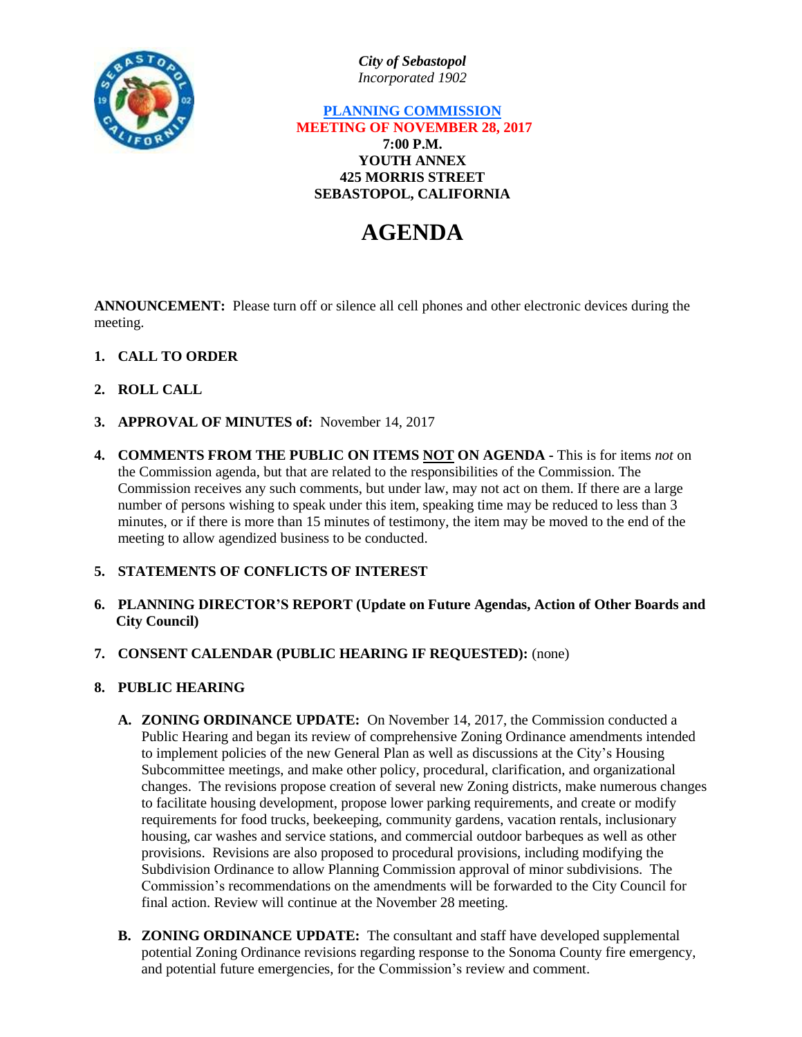*City of Sebastopol*
*Incorporated 1902*

**PLANNING COMMISSION**
**MEETING OF NOVEMBER 28, 2017**
**7:00 P.M.**
**YOUTH ANNEX**
**425 MORRIS STREET**
**SEBASTOPOL, CALIFORNIA**

# AGENDA

**ANNOUNCEMENT:** Please turn off or silence all cell phones and other electronic devices during the meeting.

1. **CALL TO ORDER**

2. **ROLL CALL**

3. **APPROVAL OF MINUTES of:** November 14, 2017

4. **COMMENTS FROM THE PUBLIC ON ITEMS NOT ON AGENDA -** This is for items *not* on the Commission agenda, but that are related to the responsibilities of the Commission. The Commission receives any such comments, but under law, may not act on them. If there are a large number of persons wishing to speak under this item, speaking time may be reduced to less than 3 minutes, or if there is more than 15 minutes of testimony, the item may be moved to the end of the meeting to allow agendized business to be conducted.

5. **STATEMENTS OF CONFLICTS OF INTEREST**

6. **PLANNING DIRECTOR'S REPORT (Update on Future Agendas, Action of Other Boards and City Council)**

7. **CONSENT CALENDAR (PUBLIC HEARING IF REQUESTED):** (none)

8. **PUBLIC HEARING**

   A. **ZONING ORDINANCE UPDATE:** On November 14, 2017, the Commission conducted a Public Hearing and began its review of comprehensive Zoning Ordinance amendments intended to implement policies of the new General Plan as well as discussions at the City's Housing Subcommittee meetings, and make other policy, procedural, clarification, and organizational changes. The revisions propose creation of several new Zoning districts, make numerous changes to facilitate housing development, propose lower parking requirements, and create or modify requirements for food trucks, beekeeping, community gardens, vacation rentals, inclusionary housing, car washes and service stations, and commercial outdoor barbeques as well as other provisions. Revisions are also proposed to procedural provisions, including modifying the Subdivision Ordinance to allow Planning Commission approval of minor subdivisions. The Commission's recommendations on the amendments will be forwarded to the City Council for final action. Review will continue at the November 28 meeting.

   B. **ZONING ORDINANCE UPDATE:** The consultant and staff have developed supplemental potential Zoning Ordinance revisions regarding response to the Sonoma County fire emergency, and potential future emergencies, for the Commission's review and comment.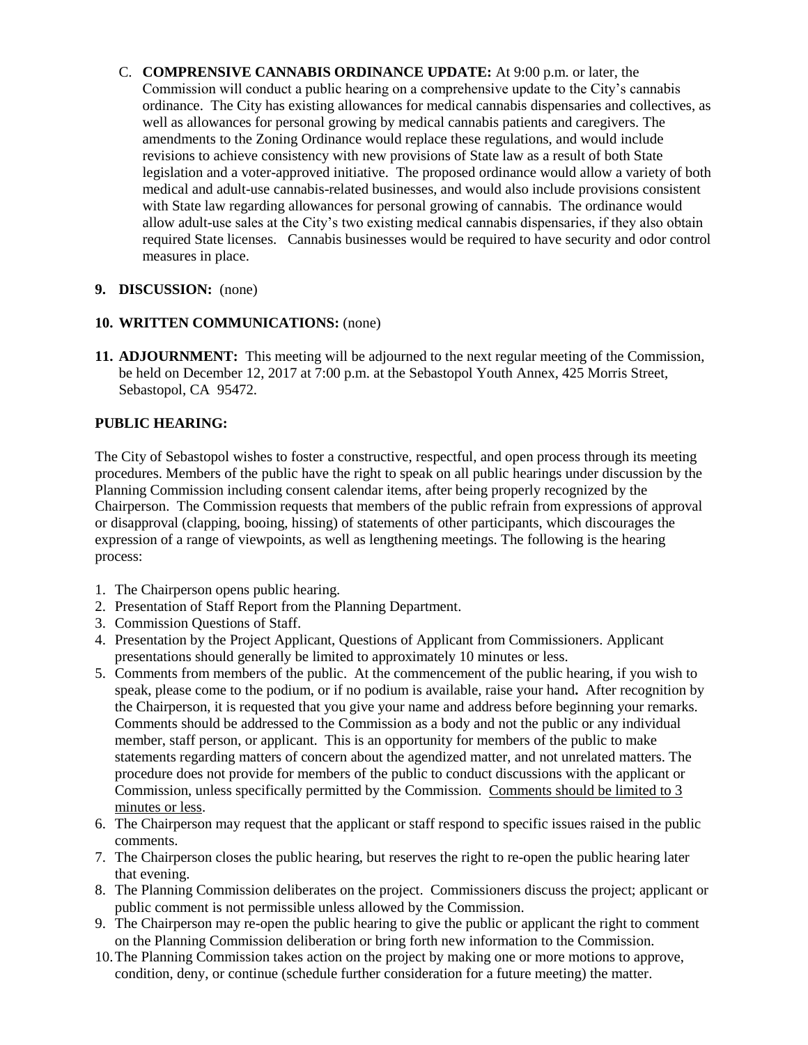C. **COMPRENSIVE CANNABIS ORDINANCE UPDATE:** At 9:00 p.m. or later, the Commission will conduct a public hearing on a comprehensive update to the City's cannabis ordinance. The City has existing allowances for medical cannabis dispensaries and collectives, as well as allowances for personal growing by medical cannabis patients and caregivers. The amendments to the Zoning Ordinance would replace these regulations, and would include revisions to achieve consistency with new provisions of State law as a result of both State legislation and a voter-approved initiative. The proposed ordinance would allow a variety of both medical and adult-use cannabis-related businesses, and would also include provisions consistent with State law regarding allowances for personal growing of cannabis. The ordinance would allow adult-use sales at the City's two existing medical cannabis dispensaries, if they also obtain required State licenses. Cannabis businesses would be required to have security and odor control measures in place.

**9. DISCUSSION:** (none)

**10. WRITTEN COMMUNICATIONS:** (none)

**11. ADJOURNMENT:** This meeting will be adjourned to the next regular meeting of the Commission, be held on December 12, 2017 at 7:00 p.m. at the Sebastopol Youth Annex, 425 Morris Street, Sebastopol, CA 95472.

**PUBLIC HEARING:**

The City of Sebastopol wishes to foster a constructive, respectful, and open process through its meeting procedures. Members of the public have the right to speak on all public hearings under discussion by the Planning Commission including consent calendar items, after being properly recognized by the Chairperson. The Commission requests that members of the public refrain from expressions of approval or disapproval (clapping, booing, hissing) of statements of other participants, which discourages the expression of a range of viewpoints, as well as lengthening meetings. The following is the hearing process:

1. The Chairperson opens public hearing.
2. Presentation of Staff Report from the Planning Department.
3. Commission Questions of Staff.
4. Presentation by the Project Applicant, Questions of Applicant from Commissioners. Applicant presentations should generally be limited to approximately 10 minutes or less.
5. Comments from members of the public. At the commencement of the public hearing, if you wish to speak, please come to the podium, or if no podium is available, raise your hand**.** After recognition by the Chairperson, it is requested that you give your name and address before beginning your remarks. Comments should be addressed to the Commission as a body and not the public or any individual member, staff person, or applicant. This is an opportunity for members of the public to make statements regarding matters of concern about the agendized matter, and not unrelated matters. The procedure does not provide for members of the public to conduct discussions with the applicant or Commission, unless specifically permitted by the Commission. Comments should be limited to 3 minutes or less.
6. The Chairperson may request that the applicant or staff respond to specific issues raised in the public comments.
7. The Chairperson closes the public hearing, but reserves the right to re-open the public hearing later that evening.
8. The Planning Commission deliberates on the project. Commissioners discuss the project; applicant or public comment is not permissible unless allowed by the Commission.
9. The Chairperson may re-open the public hearing to give the public or applicant the right to comment on the Planning Commission deliberation or bring forth new information to the Commission.
10. The Planning Commission takes action on the project by making one or more motions to approve, condition, deny, or continue (schedule further consideration for a future meeting) the matter.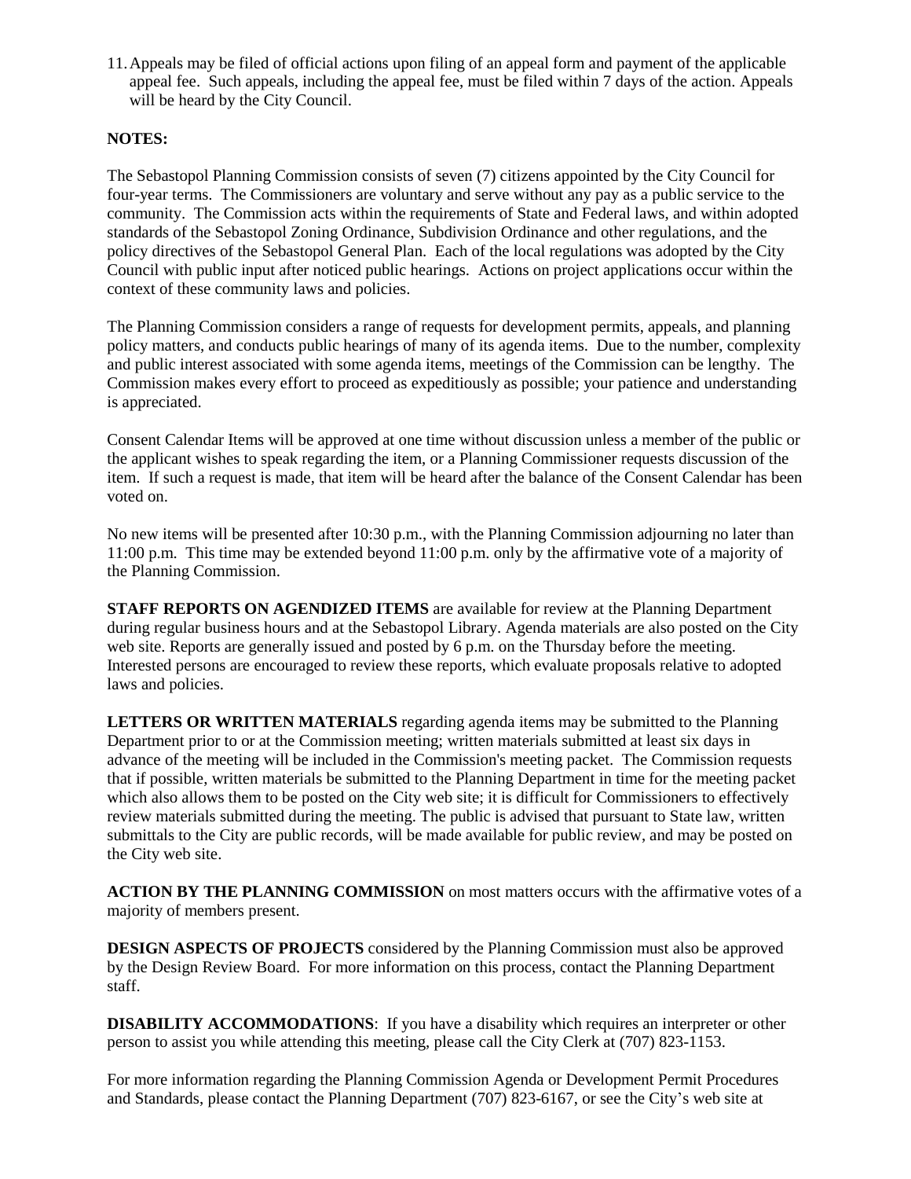11. Appeals may be filed of official actions upon filing of an appeal form and payment of the applicable appeal fee. Such appeals, including the appeal fee, must be filed within 7 days of the action. Appeals will be heard by the City Council.

**NOTES:**

The Sebastopol Planning Commission consists of seven (7) citizens appointed by the City Council for four-year terms. The Commissioners are voluntary and serve without any pay as a public service to the community. The Commission acts within the requirements of State and Federal laws, and within adopted standards of the Sebastopol Zoning Ordinance, Subdivision Ordinance and other regulations, and the policy directives of the Sebastopol General Plan. Each of the local regulations was adopted by the City Council with public input after noticed public hearings. Actions on project applications occur within the context of these community laws and policies.

The Planning Commission considers a range of requests for development permits, appeals, and planning policy matters, and conducts public hearings of many of its agenda items. Due to the number, complexity and public interest associated with some agenda items, meetings of the Commission can be lengthy. The Commission makes every effort to proceed as expeditiously as possible; your patience and understanding is appreciated.

Consent Calendar Items will be approved at one time without discussion unless a member of the public or the applicant wishes to speak regarding the item, or a Planning Commissioner requests discussion of the item. If such a request is made, that item will be heard after the balance of the Consent Calendar has been voted on.

No new items will be presented after 10:30 p.m., with the Planning Commission adjourning no later than 11:00 p.m. This time may be extended beyond 11:00 p.m. only by the affirmative vote of a majority of the Planning Commission.

**STAFF REPORTS ON AGENDIZED ITEMS** are available for review at the Planning Department during regular business hours and at the Sebastopol Library. Agenda materials are also posted on the City web site. Reports are generally issued and posted by 6 p.m. on the Thursday before the meeting. Interested persons are encouraged to review these reports, which evaluate proposals relative to adopted laws and policies.

**LETTERS OR WRITTEN MATERIALS** regarding agenda items may be submitted to the Planning Department prior to or at the Commission meeting; written materials submitted at least six days in advance of the meeting will be included in the Commission's meeting packet. The Commission requests that if possible, written materials be submitted to the Planning Department in time for the meeting packet which also allows them to be posted on the City web site; it is difficult for Commissioners to effectively review materials submitted during the meeting. The public is advised that pursuant to State law, written submittals to the City are public records, will be made available for public review, and may be posted on the City web site.

**ACTION BY THE PLANNING COMMISSION** on most matters occurs with the affirmative votes of a majority of members present.

**DESIGN ASPECTS OF PROJECTS** considered by the Planning Commission must also be approved by the Design Review Board. For more information on this process, contact the Planning Department staff.

**DISABILITY ACCOMMODATIONS**: If you have a disability which requires an interpreter or other person to assist you while attending this meeting, please call the City Clerk at (707) 823-1153.

For more information regarding the Planning Commission Agenda or Development Permit Procedures and Standards, please contact the Planning Department (707) 823-6167, or see the City's web site at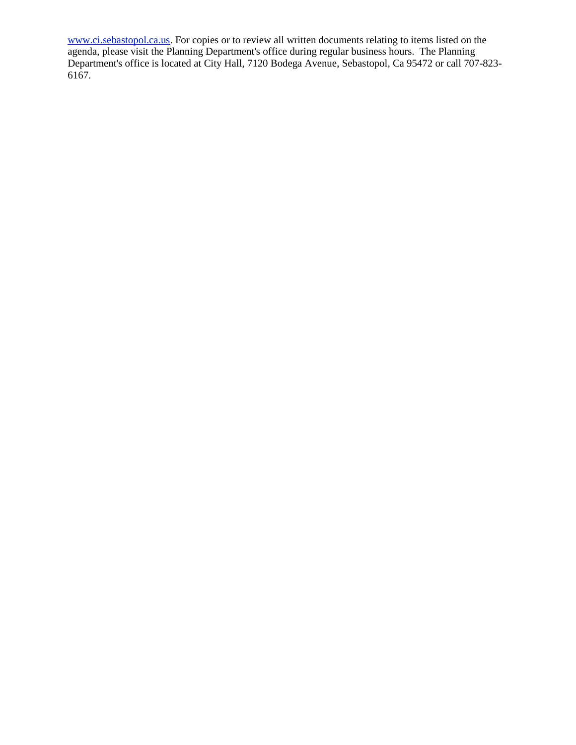[www.ci.sebastopol.ca.us](http://www.ci.sebastopol.ca.us). For copies or to review all written documents relating to items listed on the agenda, please visit the Planning Department's office during regular business hours. The Planning Department's office is located at City Hall, 7120 Bodega Avenue, Sebastopol, Ca 95472 or call 707-823-6167.